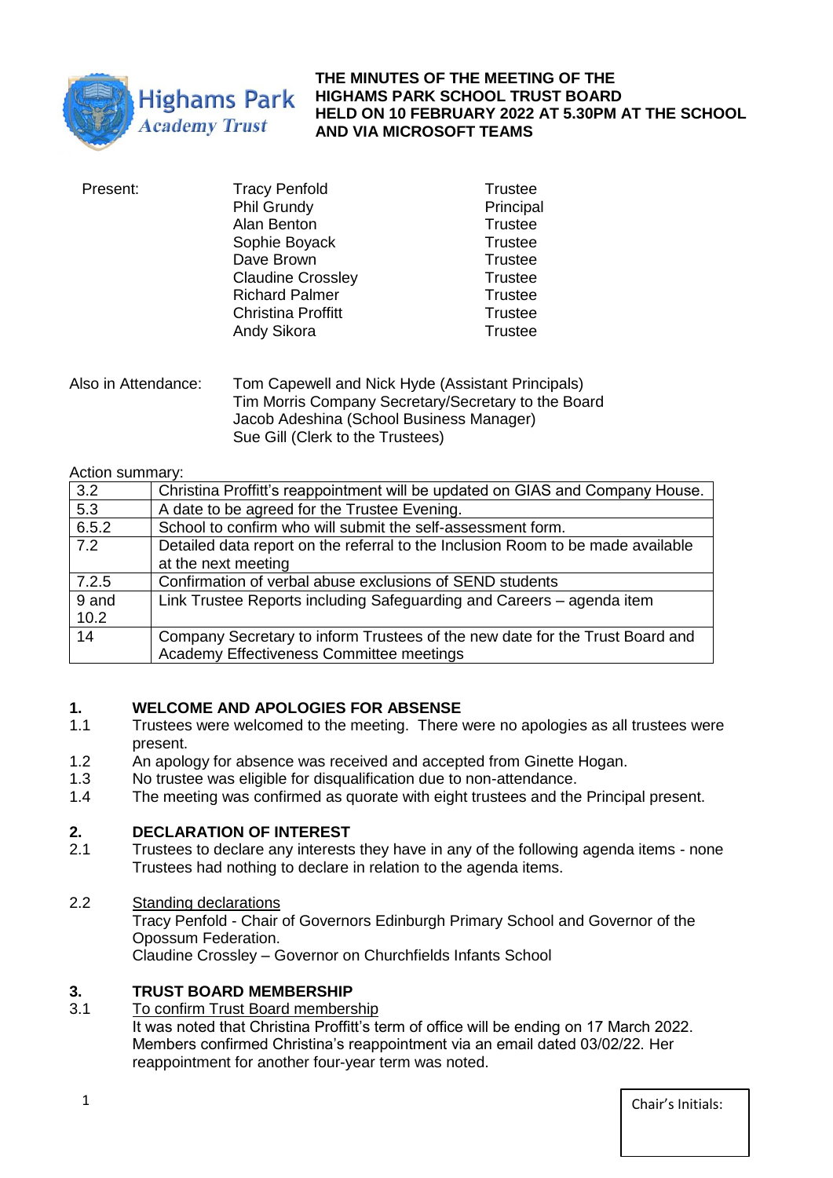# THE MINUTES OF THE MEETING OF THE HIGHAMS PARK SCHOOL TRUST BOARD HELD ON 10 FEBRUARY 2022 AT 5.30PM AT THE SCHOOL AND VIA MICROSOFT TEAMS

| Present: | | |
|---|---|---|
| | Tracy Penfold | Trustee |
| | Phil Grundy | Principal |
| | Alan Benton | Trustee |
| | Sophie Boyack | Trustee |
| | Dave Brown | Trustee |
| | Claudine Crossley | Trustee |
| | Richard Palmer | Trustee |
| | Christina Proffitt | Trustee |
| | Andy Sikora | Trustee |

Also in Attendance:
Tom Capewell and Nick Hyde (Assistant Principals)
Tim Morris Company Secretary/Secretary to the Board
Jacob Adeshina (School Business Manager)
Sue Gill (Clerk to the Trustees)

Action summary:

| | |
|---|---|
| 3.2 | Christina Proffitt's reappointment will be updated on GIAS and Company House. |
| 5.3 | A date to be agreed for the Trustee Evening. |
| 6.5.2 | School to confirm who will submit the self-assessment form. |
| 7.2 | Detailed data report on the referral to the Inclusion Room to be made available at the next meeting |
| 7.2.5 | Confirmation of verbal abuse exclusions of SEND students |
| 9 and 10.2 | Link Trustee Reports including Safeguarding and Careers – agenda item |
| 14 | Company Secretary to inform Trustees of the new date for the Trust Board and Academy Effectiveness Committee meetings |

## 1. WELCOME AND APOLOGIES FOR ABSENSE

1.1 Trustees were welcomed to the meeting. There were no apologies as all trustees were present.

1.2 An apology for absence was received and accepted from Ginette Hogan.

1.3 No trustee was eligible for disqualification due to non-attendance.

1.4 The meeting was confirmed as quorate with eight trustees and the Principal present.

## 2. DECLARATION OF INTEREST

2.1 Trustees to declare any interests they have in any of the following agenda items - none Trustees had nothing to declare in relation to the agenda items.

2.2 Standing declarations
Tracy Penfold - Chair of Governors Edinburgh Primary School and Governor of the Opossum Federation.
Claudine Crossley – Governor on Churchfields Infants School

## 3. TRUST BOARD MEMBERSHIP

3.1 To confirm Trust Board membership
It was noted that Christina Proffitt's term of office will be ending on 17 March 2022. Members confirmed Christina's reappointment via an email dated 03/02/22. Her reappointment for another four-year term was noted.

Chair's Initials: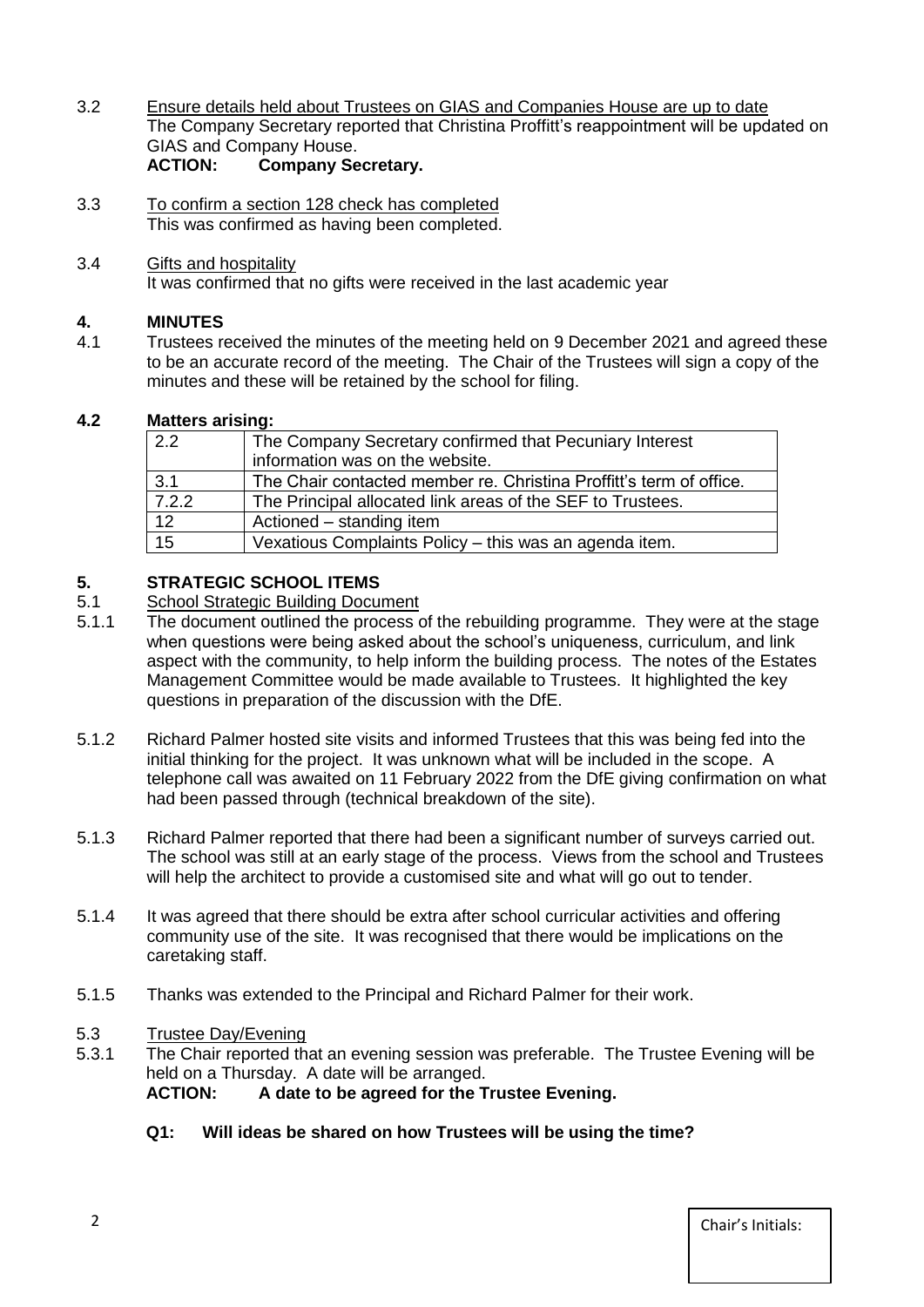3.2 Ensure details held about Trustees on GIAS and Companies House are up to date

The Company Secretary reported that Christina Proffitt's reappointment will be updated on GIAS and Company House.

**ACTION: Company Secretary.**

3.3 To confirm a section 128 check has completed

This was confirmed as having been completed.

3.4 Gifts and hospitality

It was confirmed that no gifts were received in the last academic year

## 4. MINUTES

4.1 Trustees received the minutes of the meeting held on 9 December 2021 and agreed these to be an accurate record of the meeting. The Chair of the Trustees will sign a copy of the minutes and these will be retained by the school for filing.

### 4.2 Matters arising:

| | |
|---|---|
| 2.2 | The Company Secretary confirmed that Pecuniary Interest information was on the website. |
| 3.1 | The Chair contacted member re. Christina Proffitt's term of office. |
| 7.2.2 | The Principal allocated link areas of the SEF to Trustees. |
| 12 | Actioned – standing item |
| 15 | Vexatious Complaints Policy – this was an agenda item. |

## 5. STRATEGIC SCHOOL ITEMS

5.1 School Strategic Building Document

5.1.1 The document outlined the process of the rebuilding programme. They were at the stage when questions were being asked about the school's uniqueness, curriculum, and link aspect with the community, to help inform the building process. The notes of the Estates Management Committee would be made available to Trustees. It highlighted the key questions in preparation of the discussion with the DfE.

5.1.2 Richard Palmer hosted site visits and informed Trustees that this was being fed into the initial thinking for the project. It was unknown what will be included in the scope. A telephone call was awaited on 11 February 2022 from the DfE giving confirmation on what had been passed through (technical breakdown of the site).

5.1.3 Richard Palmer reported that there had been a significant number of surveys carried out. The school was still at an early stage of the process. Views from the school and Trustees will help the architect to provide a customised site and what will go out to tender.

5.1.4 It was agreed that there should be extra after school curricular activities and offering community use of the site. It was recognised that there would be implications on the caretaking staff.

5.1.5 Thanks was extended to the Principal and Richard Palmer for their work.

5.3 Trustee Day/Evening

5.3.1 The Chair reported that an evening session was preferable. The Trustee Evening will be held on a Thursday. A date will be arranged.

**ACTION: A date to be agreed for the Trustee Evening.**

**Q1: Will ideas be shared on how Trustees will be using the time?**

Chair's Initials: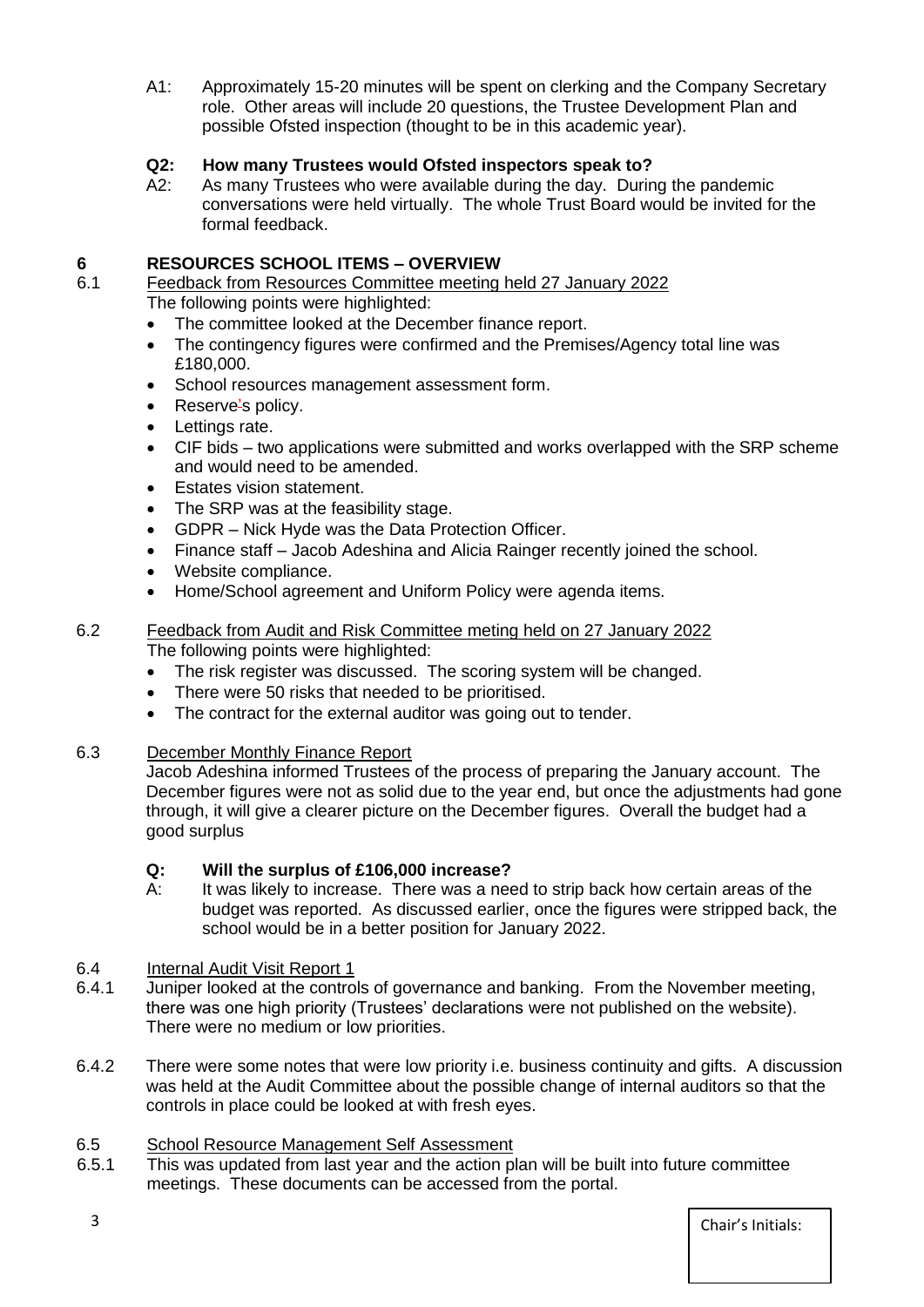A1: Approximately 15-20 minutes will be spent on clerking and the Company Secretary role. Other areas will include 20 questions, the Trustee Development Plan and possible Ofsted inspection (thought to be in this academic year).

**Q2: How many Trustees would Ofsted inspectors speak to?**

A2: As many Trustees who were available during the day. During the pandemic conversations were held virtually. The whole Trust Board would be invited for the formal feedback.

## 6 RESOURCES SCHOOL ITEMS – OVERVIEW

6.1 Feedback from Resources Committee meeting held 27 January 2022

The following points were highlighted:

- The committee looked at the December finance report.
- The contingency figures were confirmed and the Premises/Agency total line was £180,000.
- School resources management assessment form.
- Reserve's policy.
- Lettings rate.
- CIF bids – two applications were submitted and works overlapped with the SRP scheme and would need to be amended.
- Estates vision statement.
- The SRP was at the feasibility stage.
- GDPR – Nick Hyde was the Data Protection Officer.
- Finance staff – Jacob Adeshina and Alicia Rainger recently joined the school.
- Website compliance.
- Home/School agreement and Uniform Policy were agenda items.

6.2 Feedback from Audit and Risk Committee meting held on 27 January 2022

The following points were highlighted:

- The risk register was discussed. The scoring system will be changed.
- There were 50 risks that needed to be prioritised.
- The contract for the external auditor was going out to tender.

6.3 December Monthly Finance Report

Jacob Adeshina informed Trustees of the process of preparing the January account. The December figures were not as solid due to the year end, but once the adjustments had gone through, it will give a clearer picture on the December figures. Overall the budget had a good surplus

**Q: Will the surplus of £106,000 increase?**

A: It was likely to increase. There was a need to strip back how certain areas of the budget was reported. As discussed earlier, once the figures were stripped back, the school would be in a better position for January 2022.

6.4 Internal Audit Visit Report 1

6.4.1 Juniper looked at the controls of governance and banking. From the November meeting, there was one high priority (Trustees' declarations were not published on the website). There were no medium or low priorities.

6.4.2 There were some notes that were low priority i.e. business continuity and gifts. A discussion was held at the Audit Committee about the possible change of internal auditors so that the controls in place could be looked at with fresh eyes.

6.5 School Resource Management Self Assessment

6.5.1 This was updated from last year and the action plan will be built into future committee meetings. These documents can be accessed from the portal.

Chair's Initials: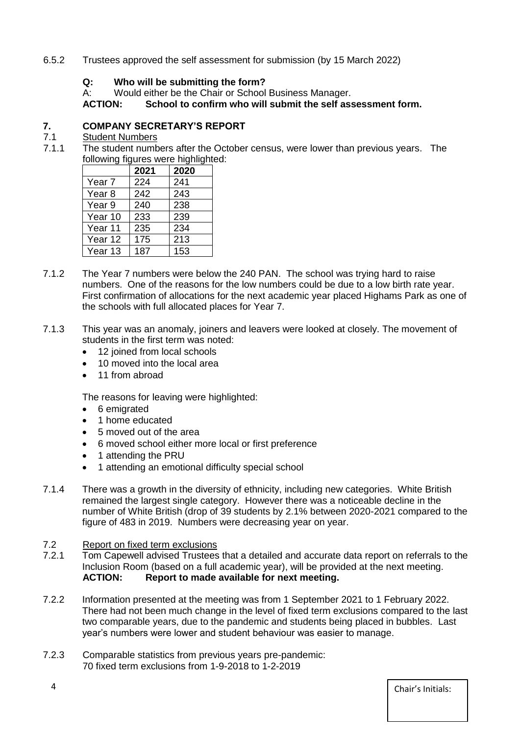6.5.2 Trustees approved the self assessment for submission (by 15 March 2022)

**Q: Who will be submitting the form?**

A: Would either be the Chair or School Business Manager.

**ACTION: School to confirm who will submit the self assessment form.**

## 7. COMPANY SECRETARY'S REPORT

7.1 Student Numbers

7.1.1 The student numbers after the October census, were lower than previous years. The following figures were highlighted:

| | 2021 | 2020 |
|---|---|---|
| Year 7 | 224 | 241 |
| Year 8 | 242 | 243 |
| Year 9 | 240 | 238 |
| Year 10 | 233 | 239 |
| Year 11 | 235 | 234 |
| Year 12 | 175 | 213 |
| Year 13 | 187 | 153 |

7.1.2 The Year 7 numbers were below the 240 PAN. The school was trying hard to raise numbers. One of the reasons for the low numbers could be due to a low birth rate year. First confirmation of allocations for the next academic year placed Highams Park as one of the schools with full allocated places for Year 7.

7.1.3 This year was an anomaly, joiners and leavers were looked at closely. The movement of students in the first term was noted:

- 12 joined from local schools
- 10 moved into the local area
- 11 from abroad

The reasons for leaving were highlighted:

- 6 emigrated
- 1 home educated
- 5 moved out of the area
- 6 moved school either more local or first preference
- 1 attending the PRU
- 1 attending an emotional difficulty special school

7.1.4 There was a growth in the diversity of ethnicity, including new categories. White British remained the largest single category. However there was a noticeable decline in the number of White British (drop of 39 students by 2.1% between 2020-2021 compared to the figure of 483 in 2019. Numbers were decreasing year on year.

7.2 Report on fixed term exclusions

7.2.1 Tom Capewell advised Trustees that a detailed and accurate data report on referrals to the Inclusion Room (based on a full academic year), will be provided at the next meeting.

**ACTION: Report to made available for next meeting.**

7.2.2 Information presented at the meeting was from 1 September 2021 to 1 February 2022. There had not been much change in the level of fixed term exclusions compared to the last two comparable years, due to the pandemic and students being placed in bubbles. Last year's numbers were lower and student behaviour was easier to manage.

7.2.3 Comparable statistics from previous years pre-pandemic:
70 fixed term exclusions from 1-9-2018 to 1-2-2019

Chair's Initials: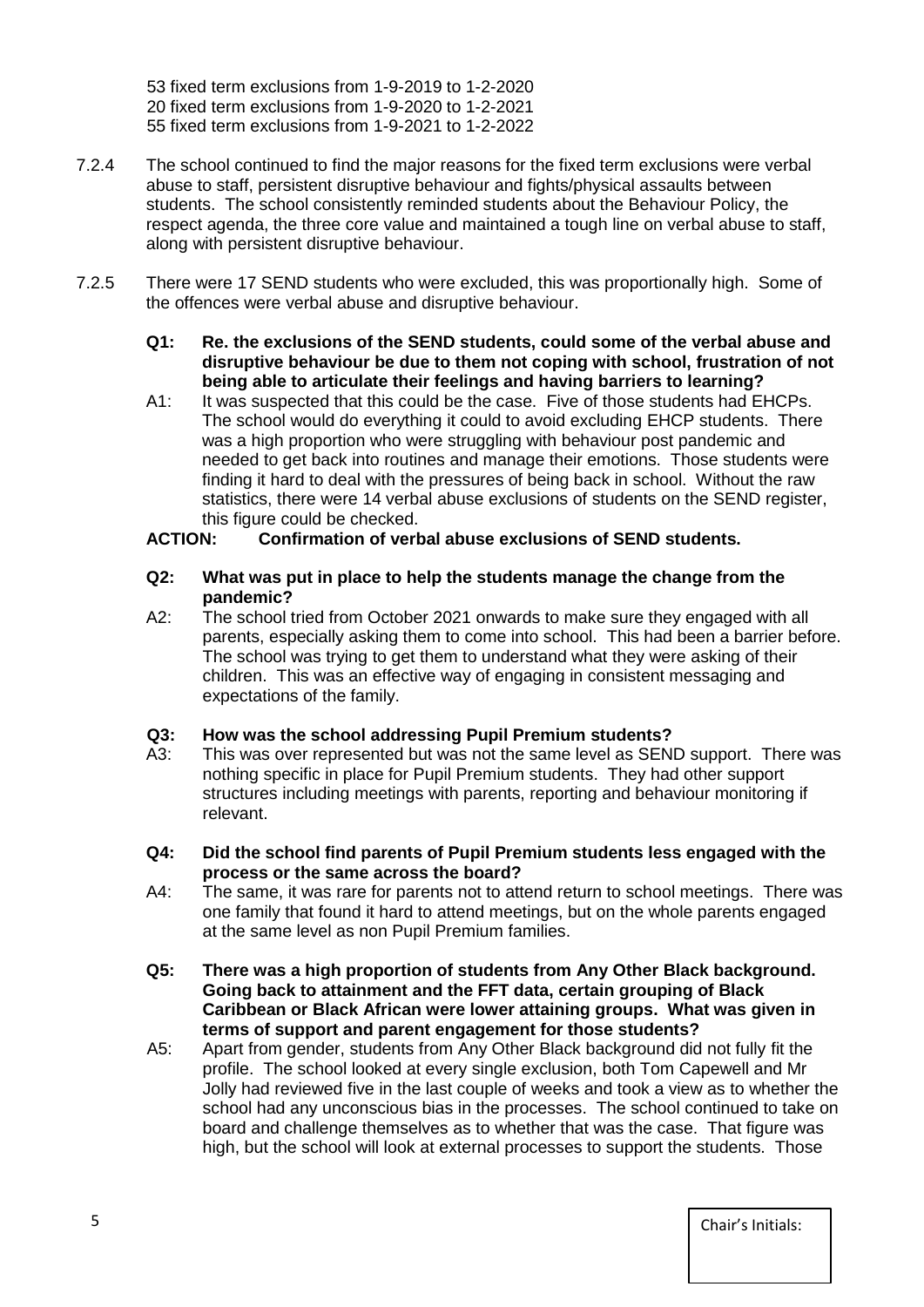53 fixed term exclusions from 1-9-2019 to 1-2-2020
20 fixed term exclusions from 1-9-2020 to 1-2-2021
55 fixed term exclusions from 1-9-2021 to 1-2-2022

7.2.4 The school continued to find the major reasons for the fixed term exclusions were verbal abuse to staff, persistent disruptive behaviour and fights/physical assaults between students. The school consistently reminded students about the Behaviour Policy, the respect agenda, the three core value and maintained a tough line on verbal abuse to staff, along with persistent disruptive behaviour.

7.2.5 There were 17 SEND students who were excluded, this was proportionally high. Some of the offences were verbal abuse and disruptive behaviour.

**Q1: Re. the exclusions of the SEND students, could some of the verbal abuse and disruptive behaviour be due to them not coping with school, frustration of not being able to articulate their feelings and having barriers to learning?**

A1: It was suspected that this could be the case. Five of those students had EHCPs. The school would do everything it could to avoid excluding EHCP students. There was a high proportion who were struggling with behaviour post pandemic and needed to get back into routines and manage their emotions. Those students were finding it hard to deal with the pressures of being back in school. Without the raw statistics, there were 14 verbal abuse exclusions of students on the SEND register, this figure could be checked.

**ACTION: Confirmation of verbal abuse exclusions of SEND students.**

**Q2: What was put in place to help the students manage the change from the pandemic?**

A2: The school tried from October 2021 onwards to make sure they engaged with all parents, especially asking them to come into school. This had been a barrier before. The school was trying to get them to understand what they were asking of their children. This was an effective way of engaging in consistent messaging and expectations of the family.

**Q3: How was the school addressing Pupil Premium students?**

A3: This was over represented but was not the same level as SEND support. There was nothing specific in place for Pupil Premium students. They had other support structures including meetings with parents, reporting and behaviour monitoring if relevant.

**Q4: Did the school find parents of Pupil Premium students less engaged with the process or the same across the board?**

A4: The same, it was rare for parents not to attend return to school meetings. There was one family that found it hard to attend meetings, but on the whole parents engaged at the same level as non Pupil Premium families.

**Q5: There was a high proportion of students from Any Other Black background. Going back to attainment and the FFT data, certain grouping of Black Caribbean or Black African were lower attaining groups. What was given in terms of support and parent engagement for those students?**

A5: Apart from gender, students from Any Other Black background did not fully fit the profile. The school looked at every single exclusion, both Tom Capewell and Mr Jolly had reviewed five in the last couple of weeks and took a view as to whether the school had any unconscious bias in the processes. The school continued to take on board and challenge themselves as to whether that was the case. That figure was high, but the school will look at external processes to support the students. Those

Chair's Initials: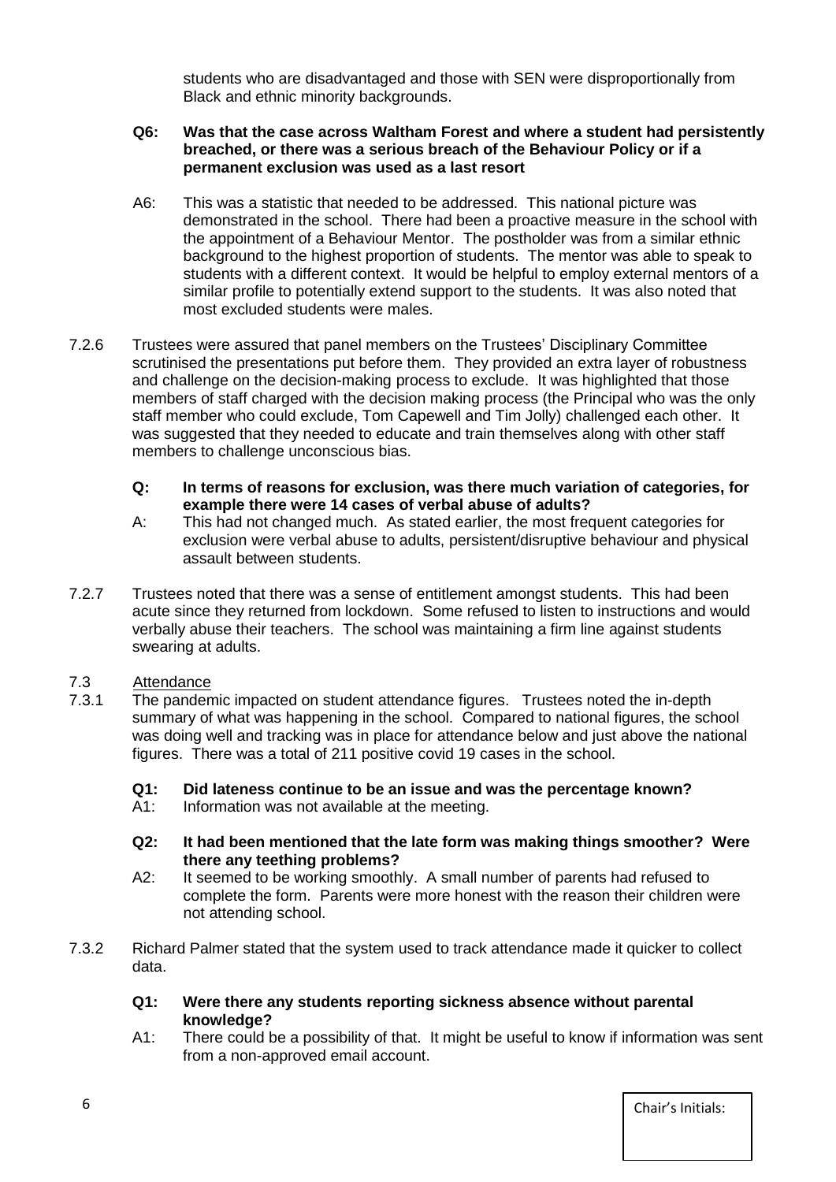students who are disadvantaged and those with SEN were disproportionally from Black and ethnic minority backgrounds.

**Q6: Was that the case across Waltham Forest and where a student had persistently breached, or there was a serious breach of the Behaviour Policy or if a permanent exclusion was used as a last resort**

A6: This was a statistic that needed to be addressed. This national picture was demonstrated in the school. There had been a proactive measure in the school with the appointment of a Behaviour Mentor. The postholder was from a similar ethnic background to the highest proportion of students. The mentor was able to speak to students with a different context. It would be helpful to employ external mentors of a similar profile to potentially extend support to the students. It was also noted that most excluded students were males.

7.2.6 Trustees were assured that panel members on the Trustees' Disciplinary Committee scrutinised the presentations put before them. They provided an extra layer of robustness and challenge on the decision-making process to exclude. It was highlighted that those members of staff charged with the decision making process (the Principal who was the only staff member who could exclude, Tom Capewell and Tim Jolly) challenged each other. It was suggested that they needed to educate and train themselves along with other staff members to challenge unconscious bias.

**Q: In terms of reasons for exclusion, was there much variation of categories, for example there were 14 cases of verbal abuse of adults?**

A: This had not changed much. As stated earlier, the most frequent categories for exclusion were verbal abuse to adults, persistent/disruptive behaviour and physical assault between students.

7.2.7 Trustees noted that there was a sense of entitlement amongst students. This had been acute since they returned from lockdown. Some refused to listen to instructions and would verbally abuse their teachers. The school was maintaining a firm line against students swearing at adults.

7.3 Attendance

7.3.1 The pandemic impacted on student attendance figures. Trustees noted the in-depth summary of what was happening in the school. Compared to national figures, the school was doing well and tracking was in place for attendance below and just above the national figures. There was a total of 211 positive covid 19 cases in the school.

**Q1: Did lateness continue to be an issue and was the percentage known?**

A1: Information was not available at the meeting.

**Q2: It had been mentioned that the late form was making things smoother? Were there any teething problems?**

A2: It seemed to be working smoothly. A small number of parents had refused to complete the form. Parents were more honest with the reason their children were not attending school.

7.3.2 Richard Palmer stated that the system used to track attendance made it quicker to collect data.

**Q1: Were there any students reporting sickness absence without parental knowledge?**

A1: There could be a possibility of that. It might be useful to know if information was sent from a non-approved email account.

Chair's Initials: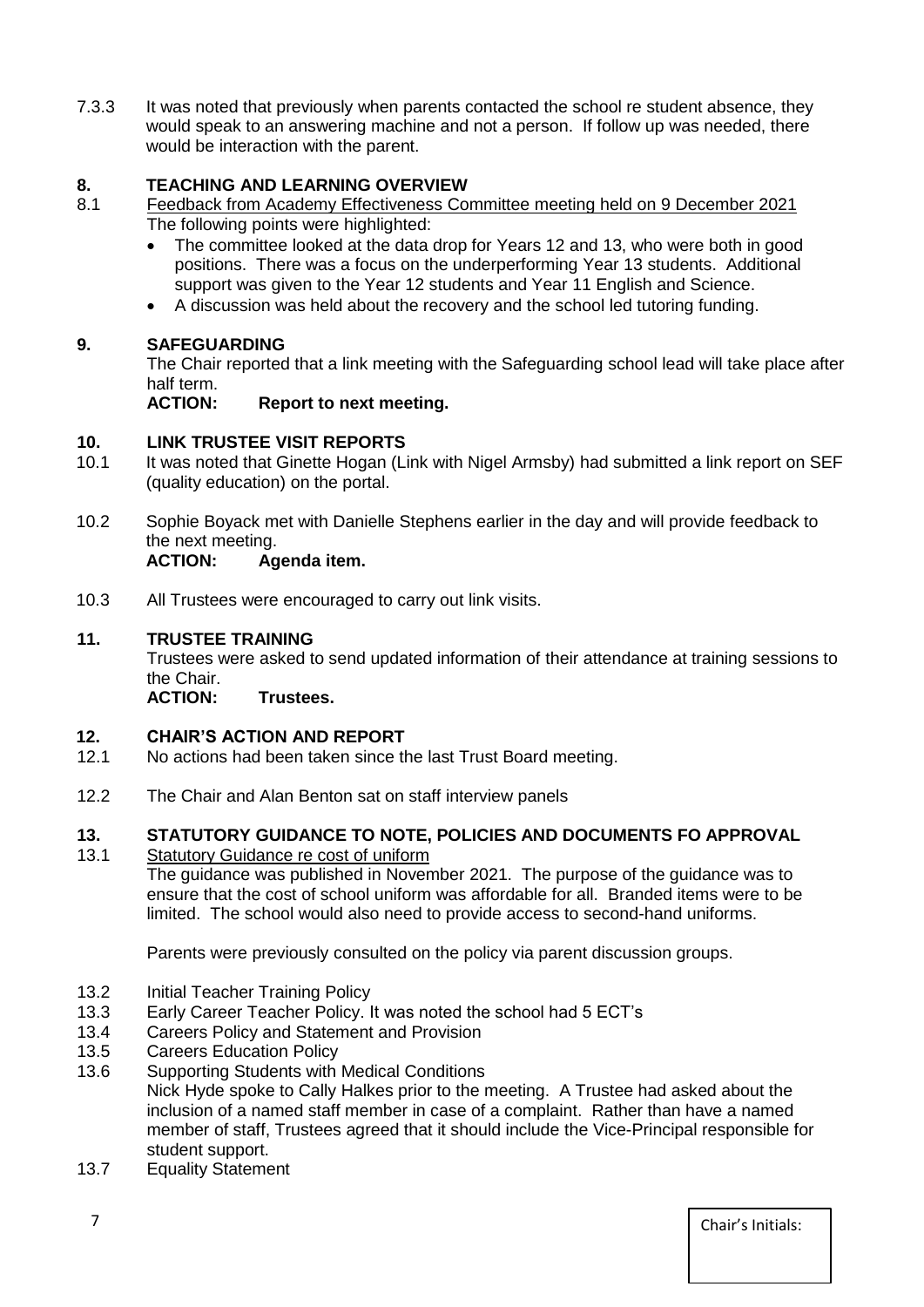7.3.3 It was noted that previously when parents contacted the school re student absence, they would speak to an answering machine and not a person. If follow up was needed, there would be interaction with the parent.

## 8. TEACHING AND LEARNING OVERVIEW

8.1 Feedback from Academy Effectiveness Committee meeting held on 9 December 2021

The following points were highlighted:

- The committee looked at the data drop for Years 12 and 13, who were both in good positions. There was a focus on the underperforming Year 13 students. Additional support was given to the Year 12 students and Year 11 English and Science.
- A discussion was held about the recovery and the school led tutoring funding.

## 9. SAFEGUARDING

The Chair reported that a link meeting with the Safeguarding school lead will take place after half term.

**ACTION: Report to next meeting.**

## 10. LINK TRUSTEE VISIT REPORTS

10.1 It was noted that Ginette Hogan (Link with Nigel Armsby) had submitted a link report on SEF (quality education) on the portal.

10.2 Sophie Boyack met with Danielle Stephens earlier in the day and will provide feedback to the next meeting.

**ACTION: Agenda item.**

10.3 All Trustees were encouraged to carry out link visits.

## 11. TRUSTEE TRAINING

Trustees were asked to send updated information of their attendance at training sessions to the Chair.

**ACTION: Trustees.**

## 12. CHAIR'S ACTION AND REPORT

12.1 No actions had been taken since the last Trust Board meeting.

12.2 The Chair and Alan Benton sat on staff interview panels

## 13. STATUTORY GUIDANCE TO NOTE, POLICIES AND DOCUMENTS FO APPROVAL

13.1 Statutory Guidance re cost of uniform

The guidance was published in November 2021. The purpose of the guidance was to ensure that the cost of school uniform was affordable for all. Branded items were to be limited. The school would also need to provide access to second-hand uniforms.

Parents were previously consulted on the policy via parent discussion groups.

13.2 Initial Teacher Training Policy

13.3 Early Career Teacher Policy. It was noted the school had 5 ECT's

13.4 Careers Policy and Statement and Provision

13.5 Careers Education Policy

13.6 Supporting Students with Medical Conditions

Nick Hyde spoke to Cally Halkes prior to the meeting. A Trustee had asked about the inclusion of a named staff member in case of a complaint. Rather than have a named member of staff, Trustees agreed that it should include the Vice-Principal responsible for student support.

13.7 Equality Statement

Chair's Initials: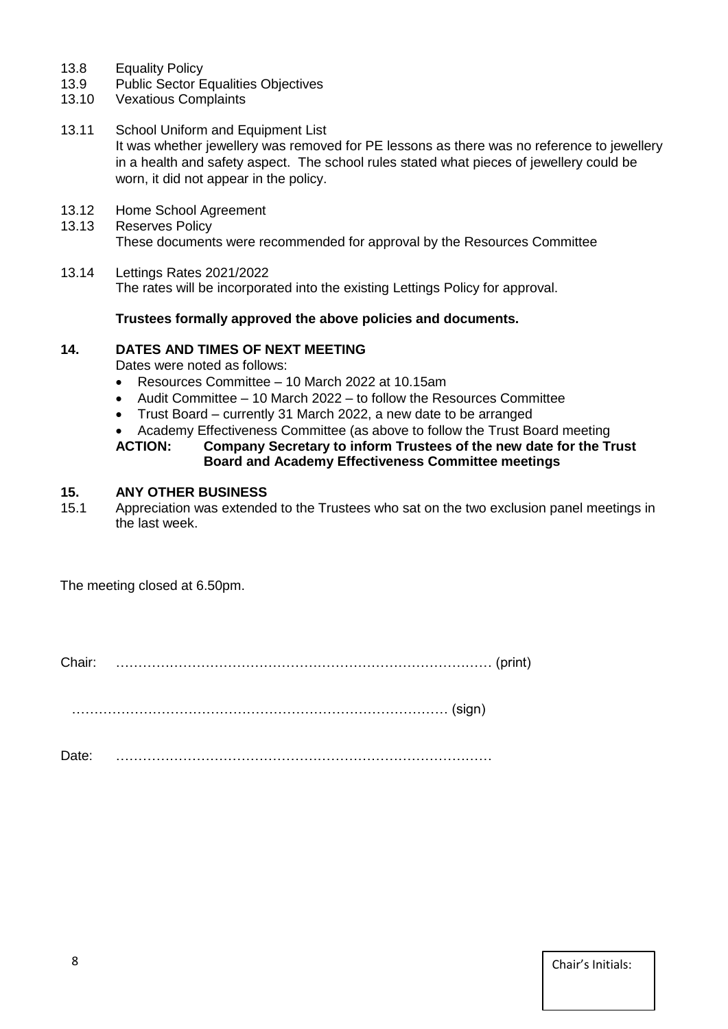13.8 Equality Policy
13.9 Public Sector Equalities Objectives
13.10 Vexatious Complaints

13.11 School Uniform and Equipment List
It was whether jewellery was removed for PE lessons as there was no reference to jewellery in a health and safety aspect. The school rules stated what pieces of jewellery could be worn, it did not appear in the policy.

13.12 Home School Agreement
13.13 Reserves Policy
These documents were recommended for approval by the Resources Committee

13.14 Lettings Rates 2021/2022
The rates will be incorporated into the existing Lettings Policy for approval.

**Trustees formally approved the above policies and documents.**

## 14. DATES AND TIMES OF NEXT MEETING

Dates were noted as follows:

- Resources Committee – 10 March 2022 at 10.15am
- Audit Committee – 10 March 2022 – to follow the Resources Committee
- Trust Board – currently 31 March 2022, a new date to be arranged
- Academy Effectiveness Committee (as above to follow the Trust Board meeting

**ACTION: Company Secretary to inform Trustees of the new date for the Trust Board and Academy Effectiveness Committee meetings**

## 15. ANY OTHER BUSINESS

15.1 Appreciation was extended to the Trustees who sat on the two exclusion panel meetings in the last week.

The meeting closed at 6.50pm.

Chair: ………………………………………………………………………… (print)

………………………………………………………………………… (sign)

Date: …………………………………………………………………………

Chair's Initials: